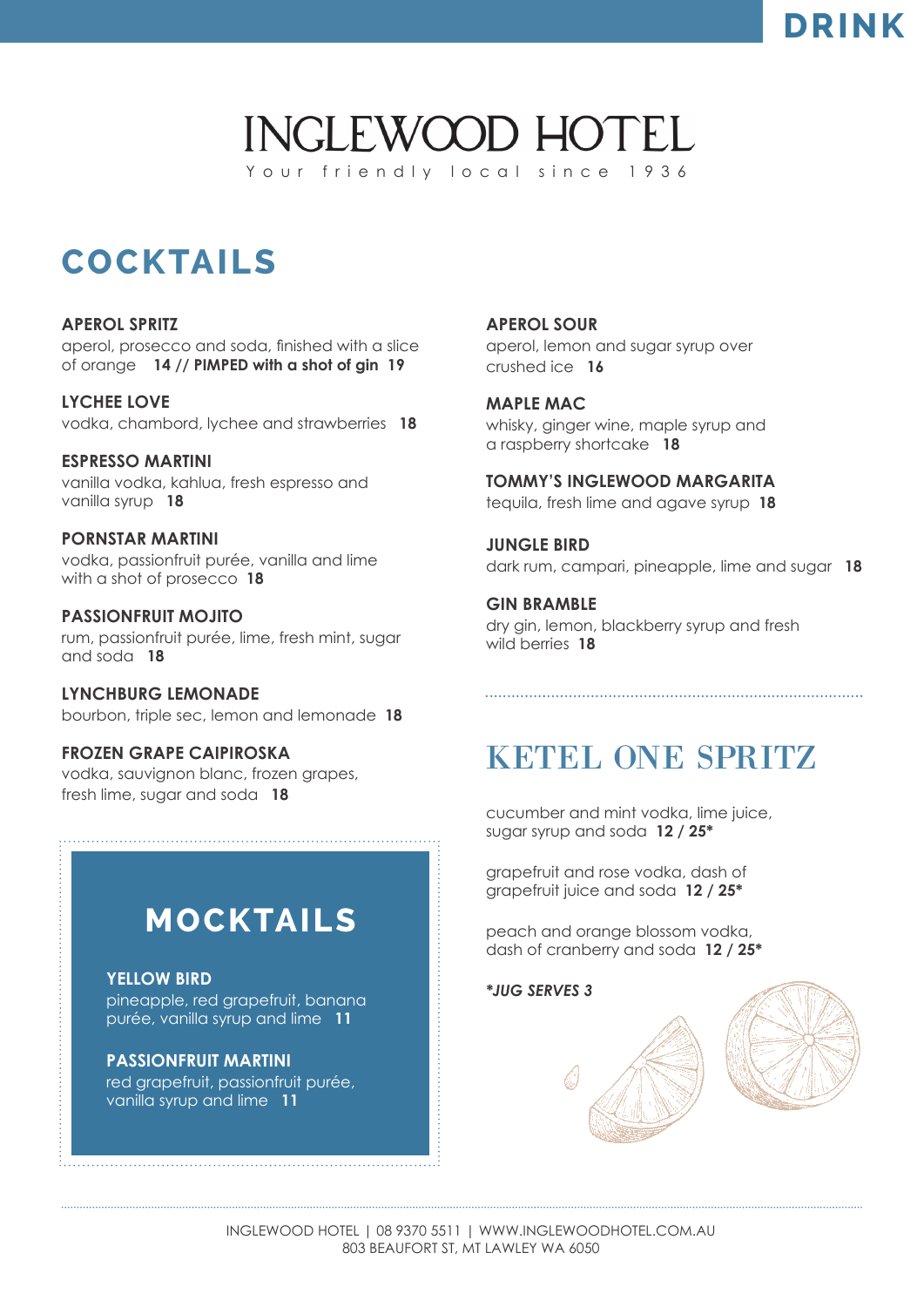DRINK

# INGLEWOOD HOTEL

Your friendly local since 1936

## COCKTAILS

**APEROL SPRITZ**
aperol, prosecco and soda, finished with a slice of orange **14 // PIMPED with a shot of gin 19**

**LYCHEE LOVE**
vodka, chambord, lychee and strawberries **18**

**ESPRESSO MARTINI**
vanilla vodka, kahlua, fresh espresso and vanilla syrup **18**

**PORNSTAR MARTINI**
vodka, passionfruit purée, vanilla and lime with a shot of prosecco **18**

**PASSIONFRUIT MOJITO**
rum, passionfruit purée, lime, fresh mint, sugar and soda **18**

**LYNCHBURG LEMONADE**
bourbon, triple sec, lemon and lemonade **18**

**FROZEN GRAPE CAIPIROSKA**
vodka, sauvignon blanc, frozen grapes, fresh lime, sugar and soda **18**

**APEROL SOUR**
aperol, lemon and sugar syrup over crushed ice **16**

**MAPLE MAC**
whisky, ginger wine, maple syrup and a raspberry shortcake **18**

**TOMMY'S INGLEWOOD MARGARITA**
tequila, fresh lime and agave syrup **18**

**JUNGLE BIRD**
dark rum, campari, pineapple, lime and sugar **18**

**GIN BRAMBLE**
dry gin, lemon, blackberry syrup and fresh wild berries **18**

## MOCKTAILS

**YELLOW BIRD**
pineapple, red grapefruit, banana purée, vanilla syrup and lime **11**

**PASSIONFRUIT MARTINI**
red grapefruit, passionfruit purée, vanilla syrup and lime **11**

## KETEL ONE SPRITZ

cucumber and mint vodka, lime juice, sugar syrup and soda **12 / 25***

grapefruit and rose vodka, dash of grapefruit juice and soda **12 / 25***

peach and orange blossom vodka, dash of cranberry and soda **12 / 25***

***JUG SERVES 3***

INGLEWOOD HOTEL | 08 9370 5511 | WWW.INGLEWOODHOTEL.COM.AU
803 BEAUFORT ST, MT LAWLEY WA 6050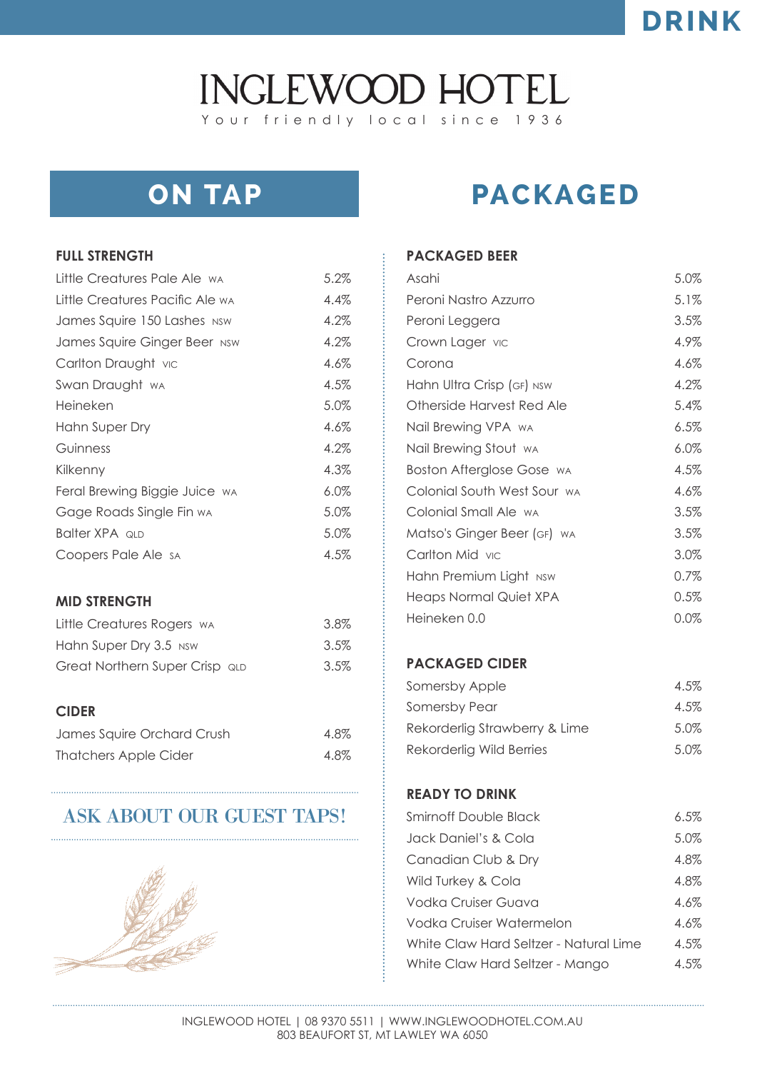DRINK

# INGLEWOOD HOTEL

Your friendly local since 1936

## ON TAP

### FULL STRENGTH

| | |
|---|---|
| Little Creatures Pale Ale WA | 5.2% |
| Little Creatures Pacific Ale WA | 4.4% |
| James Squire 150 Lashes NSW | 4.2% |
| James Squire Ginger Beer NSW | 4.2% |
| Carlton Draught VIC | 4.6% |
| Swan Draught WA | 4.5% |
| Heineken | 5.0% |
| Hahn Super Dry | 4.6% |
| Guinness | 4.2% |
| Kilkenny | 4.3% |
| Feral Brewing Biggie Juice WA | 6.0% |
| Gage Roads Single Fin WA | 5.0% |
| Balter XPA QLD | 5.0% |
| Coopers Pale Ale SA | 4.5% |

### MID STRENGTH

| | |
|---|---|
| Little Creatures Rogers WA | 3.8% |
| Hahn Super Dry 3.5 NSW | 3.5% |
| Great Northern Super Crisp QLD | 3.5% |

### CIDER

| | |
|---|---|
| James Squire Orchard Crush | 4.8% |
| Thatchers Apple Cider | 4.8% |

**ASK ABOUT OUR GUEST TAPS!**

## PACKAGED

### PACKAGED BEER

| | |
|---|---|
| Asahi | 5.0% |
| Peroni Nastro Azzurro | 5.1% |
| Peroni Leggera | 3.5% |
| Crown Lager VIC | 4.9% |
| Corona | 4.6% |
| Hahn Ultra Crisp (GF) NSW | 4.2% |
| Otherside Harvest Red Ale | 5.4% |
| Nail Brewing VPA WA | 6.5% |
| Nail Brewing Stout WA | 6.0% |
| Boston Afterglose Gose WA | 4.5% |
| Colonial South West Sour WA | 4.6% |
| Colonial Small Ale WA | 3.5% |
| Matso's Ginger Beer (GF) WA | 3.5% |
| Carlton Mid VIC | 3.0% |
| Hahn Premium Light NSW | 0.7% |
| Heaps Normal Quiet XPA | 0.5% |
| Heineken 0.0 | 0.0% |

### PACKAGED CIDER

| | |
|---|---|
| Somersby Apple | 4.5% |
| Somersby Pear | 4.5% |
| Rekorderlig Strawberry & Lime | 5.0% |
| Rekorderlig Wild Berries | 5.0% |

### READY TO DRINK

| | |
|---|---|
| Smirnoff Double Black | 6.5% |
| Jack Daniel's & Cola | 5.0% |
| Canadian Club & Dry | 4.8% |
| Wild Turkey & Cola | 4.8% |
| Vodka Cruiser Guava | 4.6% |
| Vodka Cruiser Watermelon | 4.6% |
| White Claw Hard Seltzer - Natural Lime | 4.5% |
| White Claw Hard Seltzer - Mango | 4.5% |

INGLEWOOD HOTEL | 08 9370 5511 | WWW.INGLEWOODHOTEL.COM.AU
803 BEAUFORT ST, MT LAWLEY WA 6050